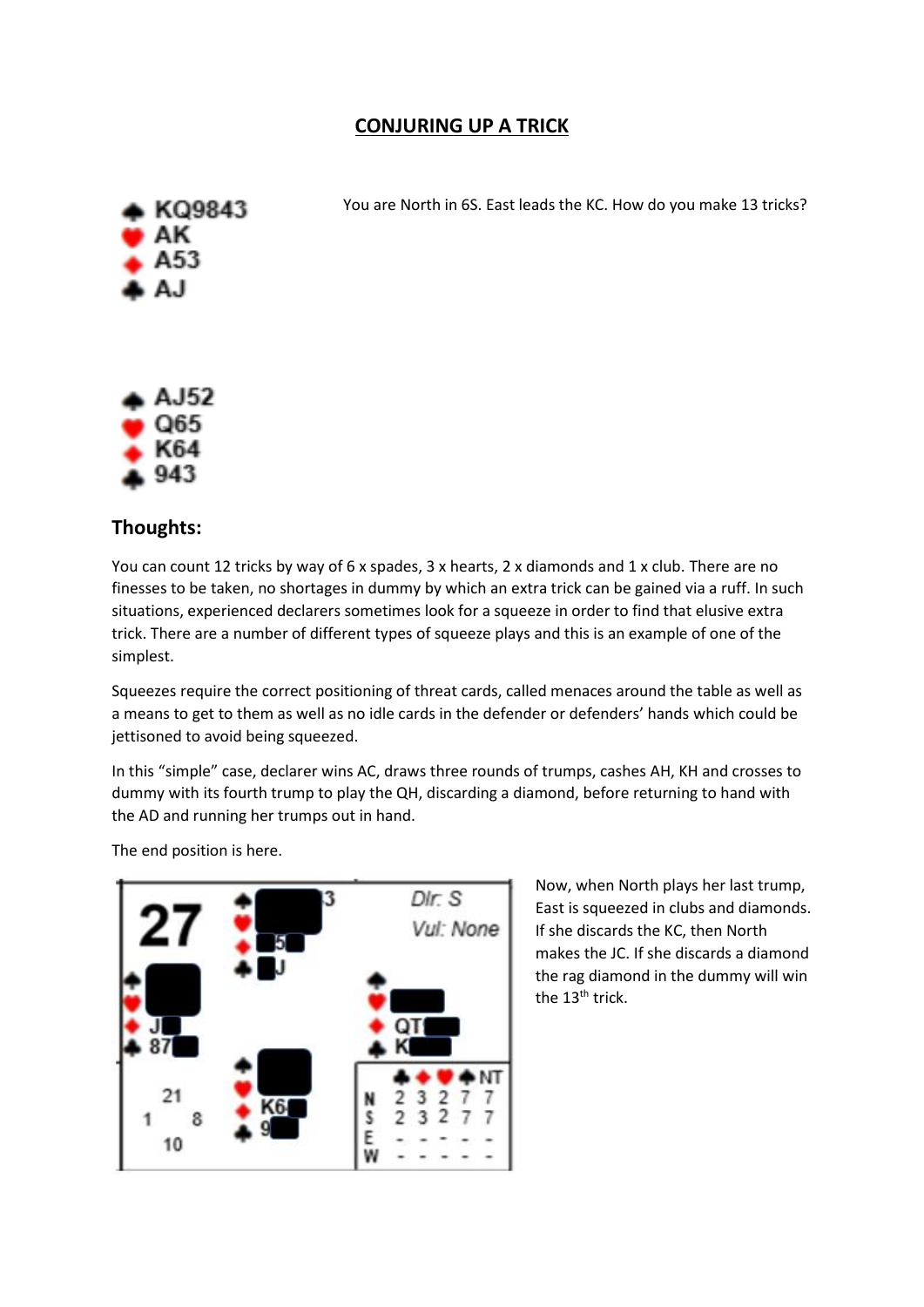# CONJURING UP A TRICK

♠ KQ9843
♥ AK
♦ A53
♣ AJ

You are North in 6S. East leads the KC. How do you make 13 tricks?

♠ AJ52
♥ Q65
♦ K64
♣ 943

## Thoughts:

You can count 12 tricks by way of 6 x spades, 3 x hearts, 2 x diamonds and 1 x club. There are no finesses to be taken, no shortages in dummy by which an extra trick can be gained via a ruff. In such situations, experienced declarers sometimes look for a squeeze in order to find that elusive extra trick. There are a number of different types of squeeze plays and this is an example of one of the simplest.

Squeezes require the correct positioning of threat cards, called menaces around the table as well as a means to get to them as well as no idle cards in the defender or defenders' hands which could be jettisoned to avoid being squeezed.

In this "simple" case, declarer wins AC, draws three rounds of trumps, cashes AH, KH and crosses to dummy with its fourth trump to play the QH, discarding a diamond, before returning to hand with the AD and running her trumps out in hand.

The end position is here.

27 — Dlr: S — Vul: None

North: ♠ 3 ♥ ♦ 5 ♣ J

West: ♠ ♥ ♦ J ♣ 87

East: ♠ ♥ ♦ QT ♣ K

South: ♠ ♥ ♦ K6 ♣ 9

HCP: North 21, West 1, East 8, South 10

|   | ♣ | ♦ | ♥ | ♠ | NT |
|---|---|---|---|---|---|
| N | 2 | 3 | 2 | 7 | 7 |
| S | 2 | 3 | 2 | 7 | 7 |
| E | - | - | - | - | - |
| W | - | - | - | - | - |

Now, when North plays her last trump, East is squeezed in clubs and diamonds. If she discards the KC, then North makes the JC. If she discards a diamond the rag diamond in the dummy will win the 13th trick.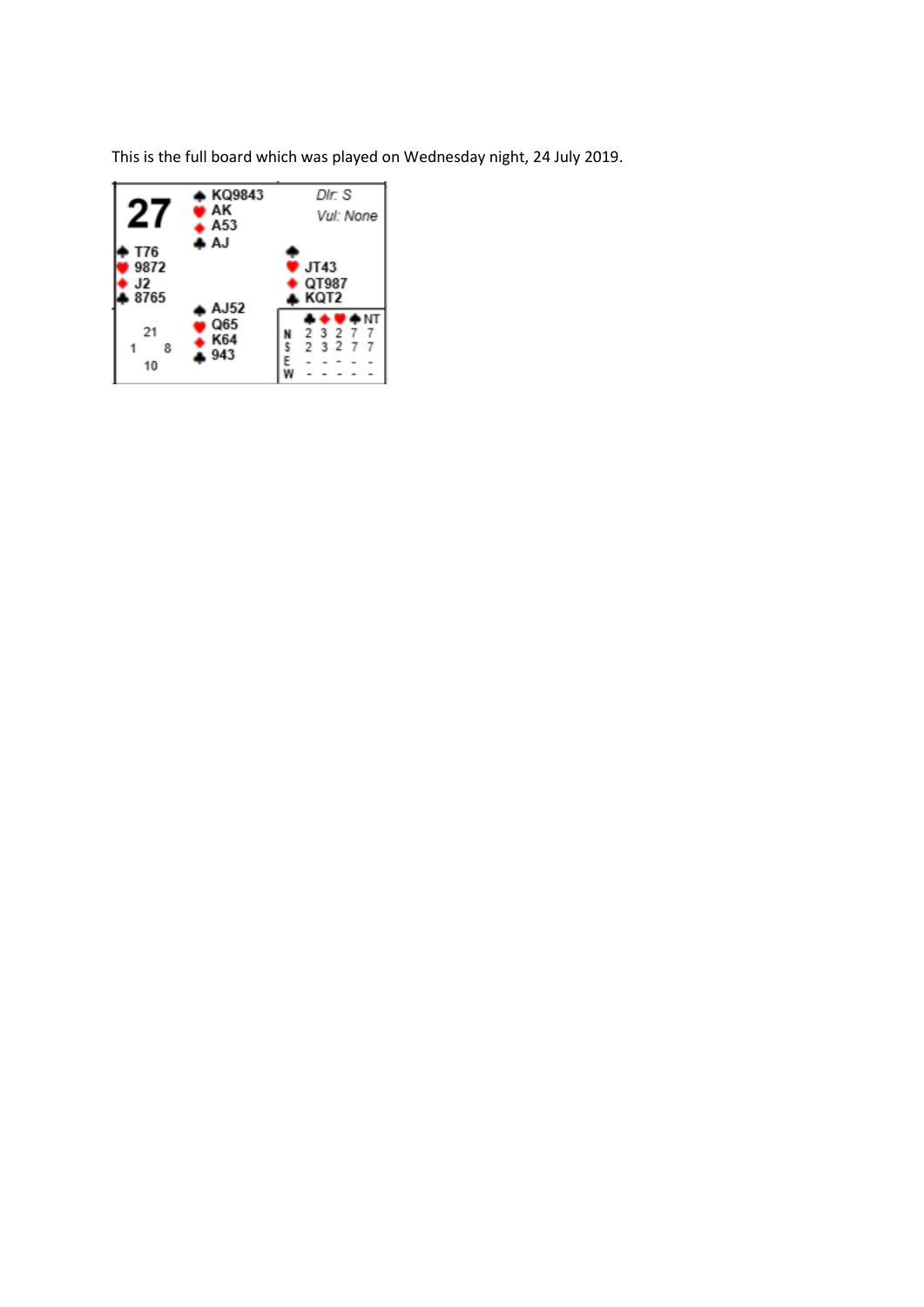This is the full board which was played on Wednesday night, 24 July 2019.

**27**

Dlr: S
Vul: None

North:
♠ KQ9843
♥ AK
♦ A53
♣ AJ

West:
♠ T76
♥ 9872
♦ J2
♣ 8765

East:
♠
♥ JT43
♦ QT987
♣ KQT2

South:
♠ AJ52
♥ Q65
♦ K64
♣ 943

21
1 8
10

| | ♣ | ♦ | ♥ | ♠ | NT |
|---|---|---|---|---|---|
| N | 2 | 3 | 2 | 7 | 7 |
| S | 2 | 3 | 2 | 7 | 7 |
| E | - | - | - | - | - |
| W | - | - | - | - | - |